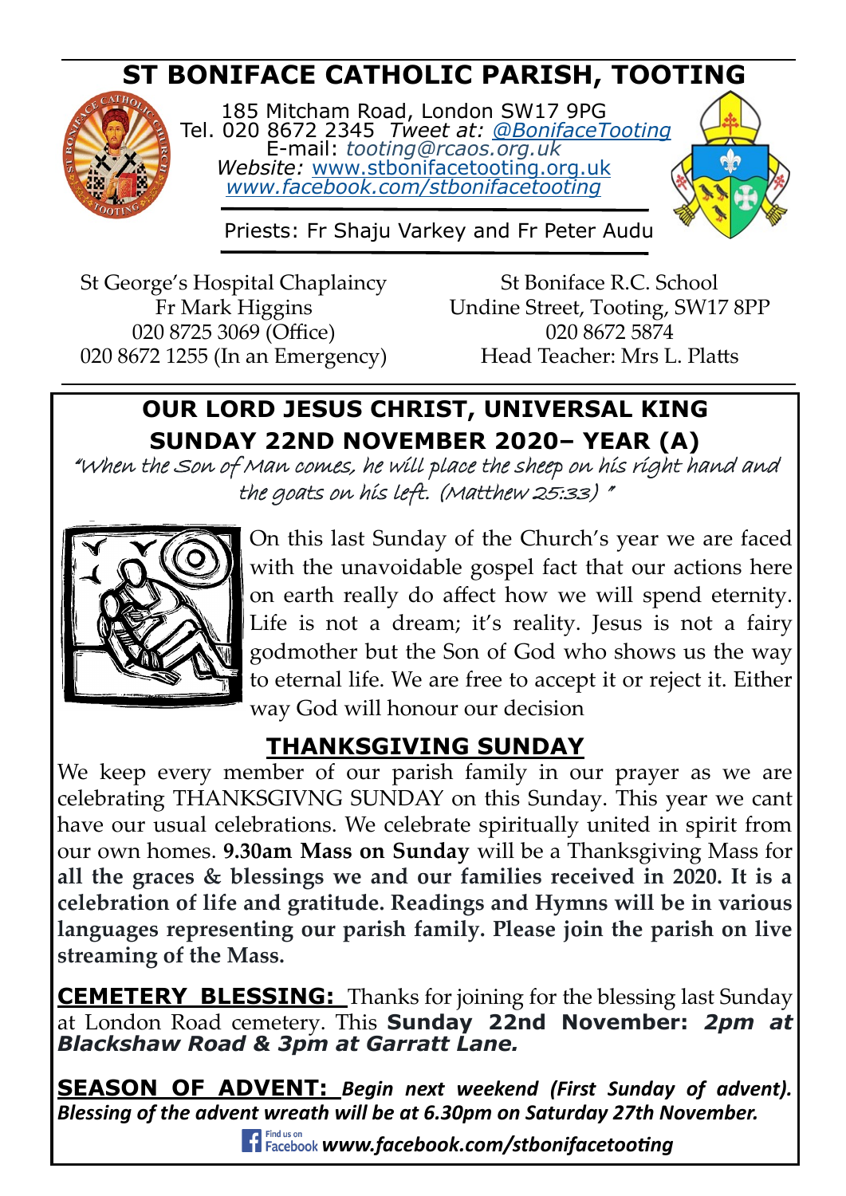# ST BONIFACE CATHOLIC PARISH, TOOTING

185 Mitcham Road, London SW17 9PG
Tel. 020 8672 2345 *Tweet at:* *@BonifaceTooting*
E-mail: *tooting@rcaos.org.uk*
*Website:* www.stbonifacetooting.org.uk
*www.facebook.com/stbonifacetooting*

Priests: Fr Shaju Varkey and Fr Peter Audu

St George's Hospital Chaplaincy
Fr Mark Higgins
020 8725 3069 (Office)
020 8672 1255 (In an Emergency)

St Boniface R.C. School
Undine Street, Tooting, SW17 8PP
020 8672 5874
Head Teacher: Mrs L. Platts

## OUR LORD JESUS CHRIST, UNIVERSAL KING
## SUNDAY 22ND NOVEMBER 2020– YEAR (A)

*"When the Son of Man comes, he will place the sheep on his right hand and the goats on his left. (Matthew 25:33) "*

On this last Sunday of the Church's year we are faced with the unavoidable gospel fact that our actions here on earth really do affect how we will spend eternity. Life is not a dream; it's reality. Jesus is not a fairy godmother but the Son of God who shows us the way to eternal life. We are free to accept it or reject it. Either way God will honour our decision

## THANKSGIVING SUNDAY

We keep every member of our parish family in our prayer as we are celebrating THANKSGIVNG SUNDAY on this Sunday. This year we cant have our usual celebrations. We celebrate spiritually united in spirit from our own homes. **9.30am Mass on Sunday** will be a Thanksgiving Mass for **all the graces & blessings we and our families received in 2020. It is a celebration of life and gratitude. Readings and Hymns will be in various languages representing our parish family. Please join the parish on live streaming of the Mass.**

**CEMETERY BLESSING:** Thanks for joining for the blessing last Sunday at London Road cemetery. This **Sunday 22nd November:** ***2pm at Blackshaw Road & 3pm at Garratt Lane.***

**SEASON OF ADVENT:** ***Begin next weekend (First Sunday of advent). Blessing of the advent wreath will be at 6.30pm on Saturday 27th November.***

Find us on Facebook ***www.facebook.com/stbonifacetooting***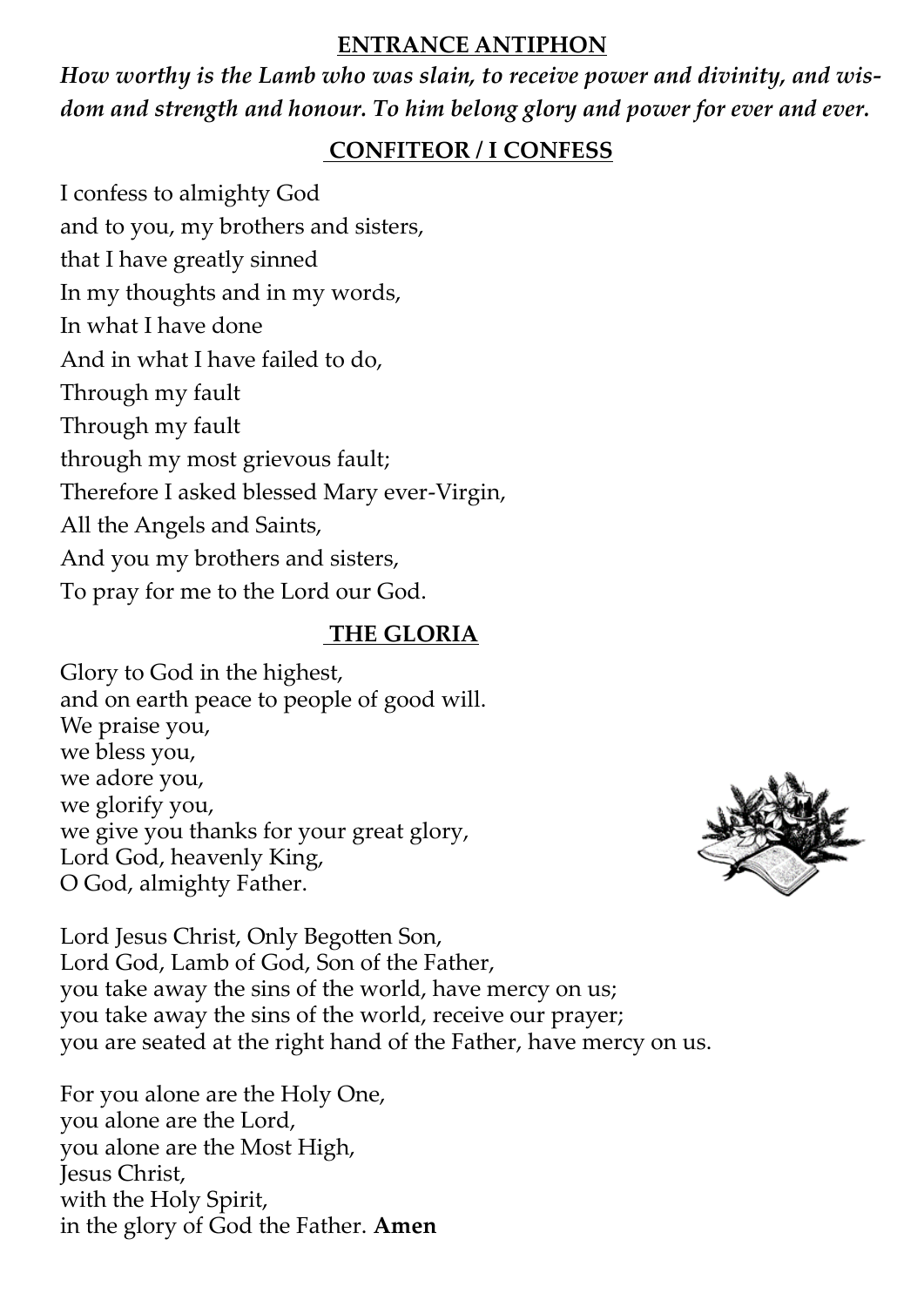## ENTRANCE ANTIPHON

***How worthy is the Lamb who was slain, to receive power and divinity, and wisdom and strength and honour. To him belong glory and power for ever and ever.***

## CONFITEOR / I CONFESS

I confess to almighty God
and to you, my brothers and sisters,
that I have greatly sinned
In my thoughts and in my words,
In what I have done
And in what I have failed to do,
Through my fault
Through my fault
through my most grievous fault;
Therefore I asked blessed Mary ever-Virgin,
All the Angels and Saints,
And you my brothers and sisters,
To pray for me to the Lord our God.

## THE GLORIA

Glory to God in the highest,
and on earth peace to people of good will.
We praise you,
we bless you,
we adore you,
we glorify you,
we give you thanks for your great glory,
Lord God, heavenly King,
O God, almighty Father.

Lord Jesus Christ, Only Begotten Son,
Lord God, Lamb of God, Son of the Father,
you take away the sins of the world, have mercy on us;
you take away the sins of the world, receive our prayer;
you are seated at the right hand of the Father, have mercy on us.

For you alone are the Holy One,
you alone are the Lord,
you alone are the Most High,
Jesus Christ,
with the Holy Spirit,
in the glory of God the Father. **Amen**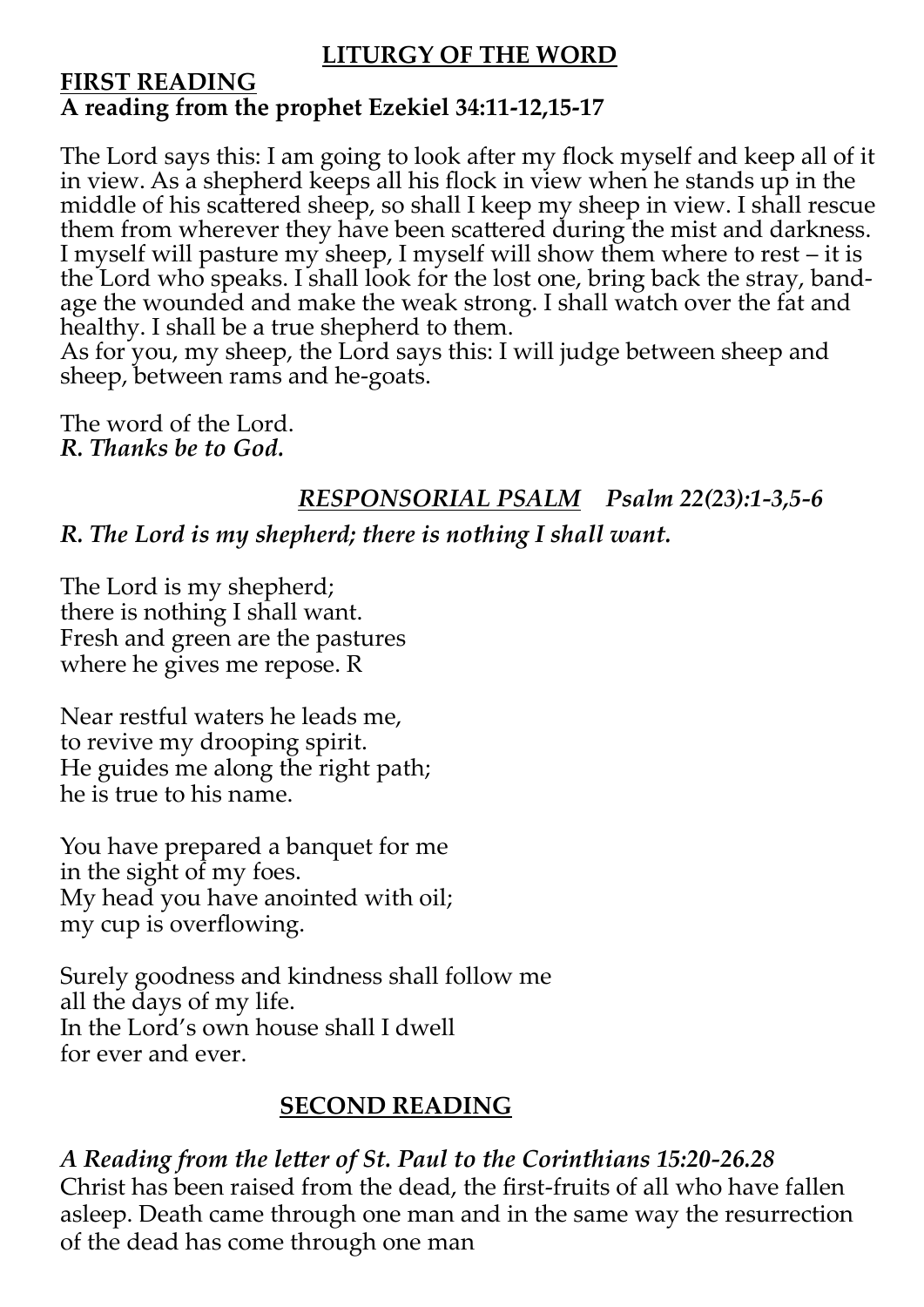## LITURGY OF THE WORD

### FIRST READING

**A reading from the prophet Ezekiel 34:11-12,15-17**

The Lord says this: I am going to look after my flock myself and keep all of it in view. As a shepherd keeps all his flock in view when he stands up in the middle of his scattered sheep, so shall I keep my sheep in view. I shall rescue them from wherever they have been scattered during the mist and darkness. I myself will pasture my sheep, I myself will show them where to rest – it is the Lord who speaks. I shall look for the lost one, bring back the stray, bandage the wounded and make the weak strong. I shall watch over the fat and healthy. I shall be a true shepherd to them.
As for you, my sheep, the Lord says this: I will judge between sheep and sheep, between rams and he-goats.

The word of the Lord.
***R. Thanks be to God.***

### *RESPONSORIAL PSALM* *Psalm 22(23):1-3,5-6*

***R. The Lord is my shepherd; there is nothing I shall want.***

The Lord is my shepherd;
there is nothing I shall want.
Fresh and green are the pastures
where he gives me repose. R

Near restful waters he leads me,
to revive my drooping spirit.
He guides me along the right path;
he is true to his name.

You have prepared a banquet for me
in the sight of my foes.
My head you have anointed with oil;
my cup is overflowing.

Surely goodness and kindness shall follow me
all the days of my life.
In the Lord's own house shall I dwell
for ever and ever.

### SECOND READING

***A Reading from the letter of St. Paul to the Corinthians 15:20-26.28***
Christ has been raised from the dead, the first-fruits of all who have fallen asleep. Death came through one man and in the same way the resurrection of the dead has come through one man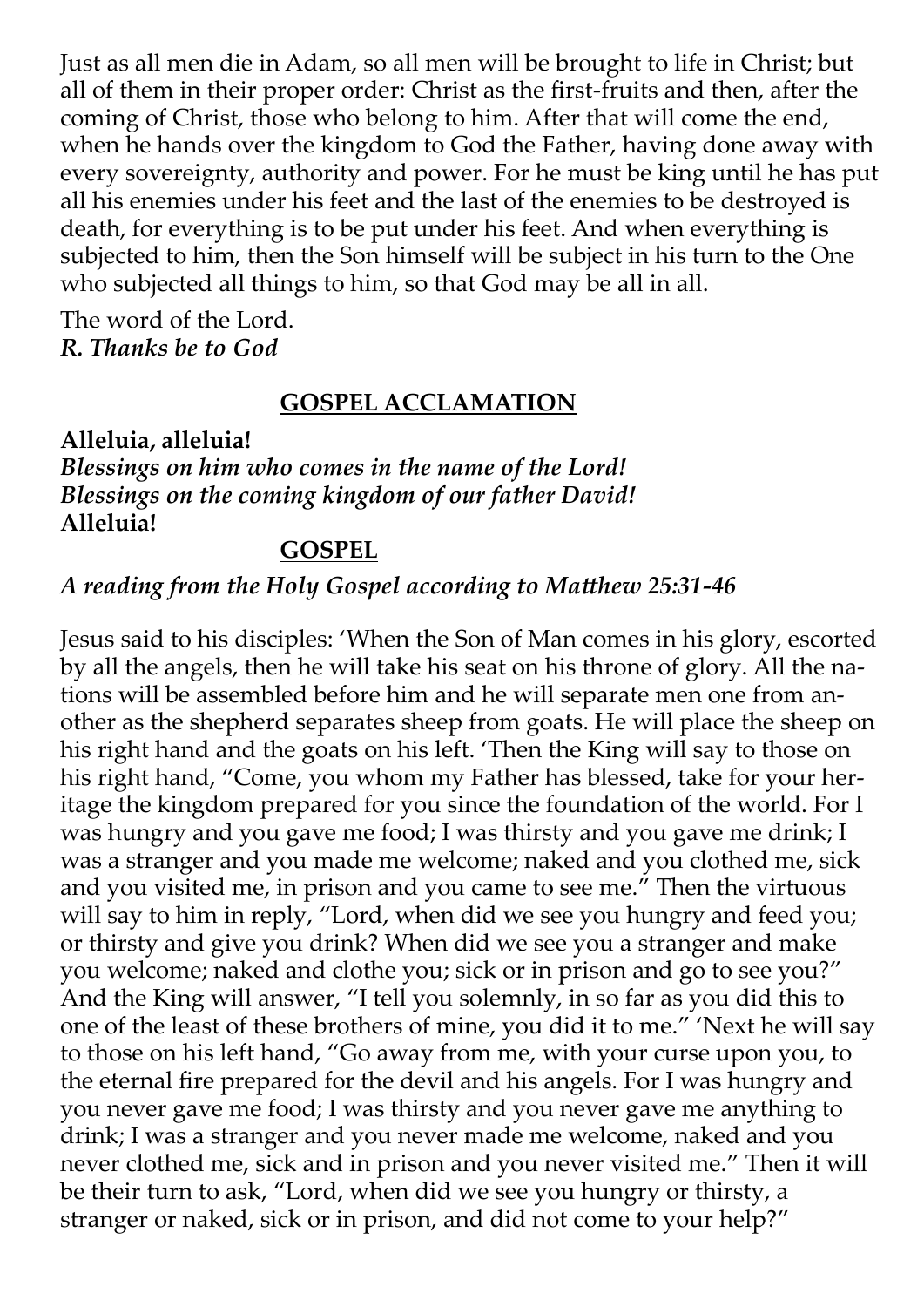Just as all men die in Adam, so all men will be brought to life in Christ; but all of them in their proper order: Christ as the first-fruits and then, after the coming of Christ, those who belong to him. After that will come the end, when he hands over the kingdom to God the Father, having done away with every sovereignty, authority and power. For he must be king until he has put all his enemies under his feet and the last of the enemies to be destroyed is death, for everything is to be put under his feet. And when everything is subjected to him, then the Son himself will be subject in his turn to the One who subjected all things to him, so that God may be all in all.

The word of the Lord.
***R. Thanks be to God***

## GOSPEL ACCLAMATION

**Alleluia, alleluia!**
***Blessings on him who comes in the name of the Lord!***
***Blessings on the coming kingdom of our father David!***
**Alleluia!**

## GOSPEL

***A reading from the Holy Gospel according to Matthew 25:31-46***

Jesus said to his disciples: 'When the Son of Man comes in his glory, escorted by all the angels, then he will take his seat on his throne of glory. All the nations will be assembled before him and he will separate men one from another as the shepherd separates sheep from goats. He will place the sheep on his right hand and the goats on his left. 'Then the King will say to those on his right hand, "Come, you whom my Father has blessed, take for your heritage the kingdom prepared for you since the foundation of the world. For I was hungry and you gave me food; I was thirsty and you gave me drink; I was a stranger and you made me welcome; naked and you clothed me, sick and you visited me, in prison and you came to see me." Then the virtuous will say to him in reply, "Lord, when did we see you hungry and feed you; or thirsty and give you drink? When did we see you a stranger and make you welcome; naked and clothe you; sick or in prison and go to see you?" And the King will answer, "I tell you solemnly, in so far as you did this to one of the least of these brothers of mine, you did it to me." 'Next he will say to those on his left hand, "Go away from me, with your curse upon you, to the eternal fire prepared for the devil and his angels. For I was hungry and you never gave me food; I was thirsty and you never gave me anything to drink; I was a stranger and you never made me welcome, naked and you never clothed me, sick and in prison and you never visited me." Then it will be their turn to ask, "Lord, when did we see you hungry or thirsty, a stranger or naked, sick or in prison, and did not come to your help?"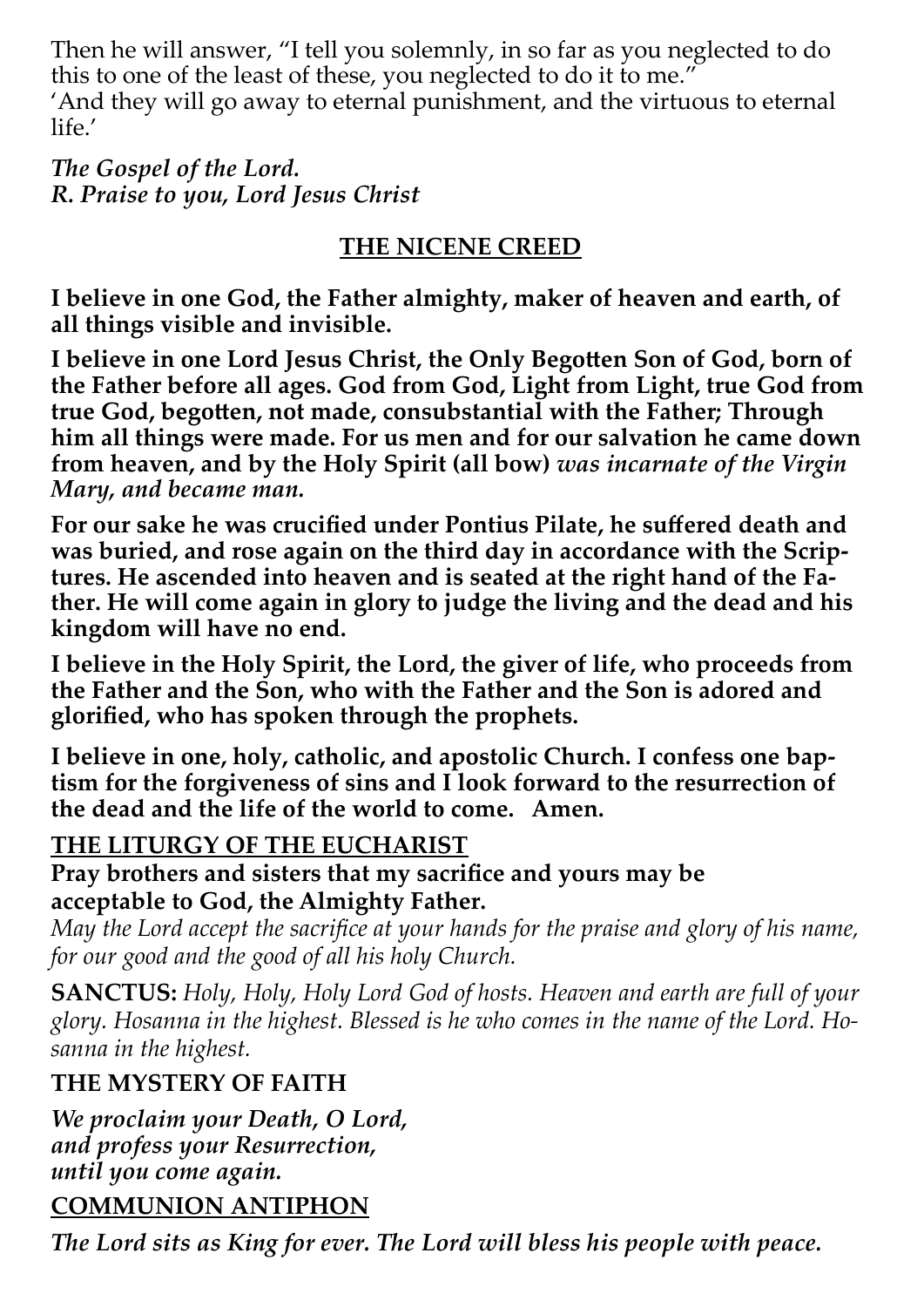Then he will answer, "I tell you solemnly, in so far as you neglected to do this to one of the least of these, you neglected to do it to me."
'And they will go away to eternal punishment, and the virtuous to eternal life.'

***The Gospel of the Lord.***
***R. Praise to you, Lord Jesus Christ***

## THE NICENE CREED

**I believe in one God, the Father almighty, maker of heaven and earth, of all things visible and invisible.**

**I believe in one Lord Jesus Christ, the Only Begotten Son of God, born of the Father before all ages. God from God, Light from Light, true God from true God, begotten, not made, consubstantial with the Father; Through him all things were made. For us men and for our salvation he came down from heaven, and by the Holy Spirit (all bow)** *was incarnate of the Virgin Mary, and became man.*

**For our sake he was crucified under Pontius Pilate, he suffered death and was buried, and rose again on the third day in accordance with the Scriptures. He ascended into heaven and is seated at the right hand of the Father. He will come again in glory to judge the living and the dead and his kingdom will have no end.**

**I believe in the Holy Spirit, the Lord, the giver of life, who proceeds from the Father and the Son, who with the Father and the Son is adored and glorified, who has spoken through the prophets.**

**I believe in one, holy, catholic, and apostolic Church. I confess one baptism for the forgiveness of sins and I look forward to the resurrection of the dead and the life of the world to come. Amen.**

## THE LITURGY OF THE EUCHARIST

**Pray brothers and sisters that my sacrifice and yours may be acceptable to God, the Almighty Father.**

*May the Lord accept the sacrifice at your hands for the praise and glory of his name, for our good and the good of all his holy Church.*

**SANCTUS:** *Holy, Holy, Holy Lord God of hosts. Heaven and earth are full of your glory. Hosanna in the highest. Blessed is he who comes in the name of the Lord. Hosanna in the highest.*

**THE MYSTERY OF FAITH**

***We proclaim your Death, O Lord,***
***and profess your Resurrection,***
***until you come again.***

## COMMUNION ANTIPHON

***The Lord sits as King for ever. The Lord will bless his people with peace.***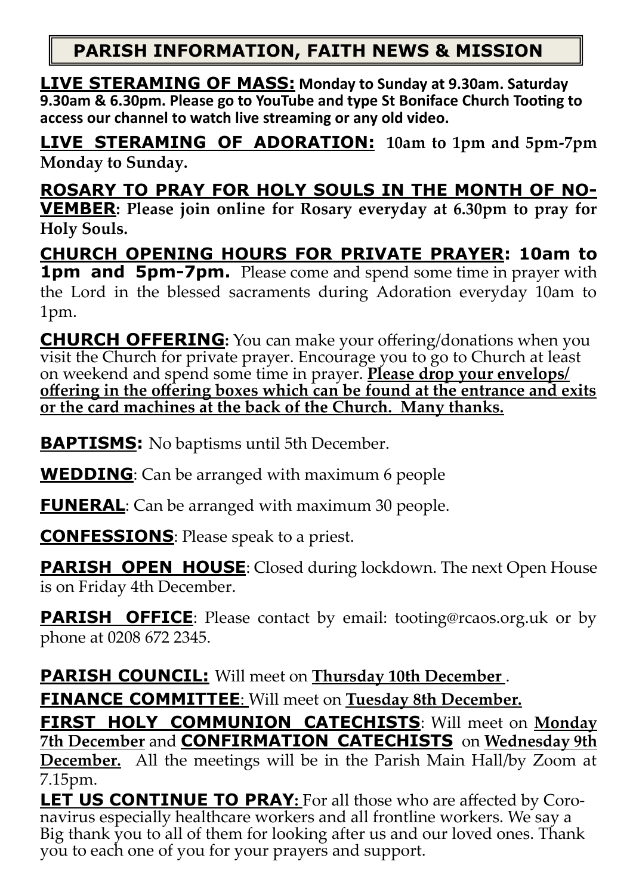# PARISH INFORMATION, FAITH NEWS & MISSION

**LIVE STERAMING OF MASS: Monday to Sunday at 9.30am. Saturday 9.30am & 6.30pm. Please go to YouTube and type St Boniface Church Tooting to access our channel to watch live streaming or any old video.**

**LIVE STERAMING OF ADORATION: 10am to 1pm and 5pm-7pm Monday to Sunday.**

**ROSARY TO PRAY FOR HOLY SOULS IN THE MONTH OF NOVEMBER: Please join online for Rosary everyday at 6.30pm to pray for Holy Souls.**

**CHURCH OPENING HOURS FOR PRIVATE PRAYER: 10am to 1pm and 5pm-7pm.** Please come and spend some time in prayer with the Lord in the blessed sacraments during Adoration everyday 10am to 1pm.

**CHURCH OFFERING:** You can make your offering/donations when you visit the Church for private prayer. Encourage you to go to Church at least on weekend and spend some time in prayer. **Please drop your envelops/ offering in the offering boxes which can be found at the entrance and exits or the card machines at the back of the Church. Many thanks.**

**BAPTISMS:** No baptisms until 5th December.

**WEDDING**: Can be arranged with maximum 6 people

**FUNERAL**: Can be arranged with maximum 30 people.

**CONFESSIONS**: Please speak to a priest.

**PARISH OPEN HOUSE**: Closed during lockdown. The next Open House is on Friday 4th December.

**PARISH OFFICE**: Please contact by email: tooting@rcaos.org.uk or by phone at 0208 672 2345.

**PARISH COUNCIL:** Will meet on **Thursday 10th December** .

**FINANCE COMMITTEE**: Will meet on **Tuesday 8th December.**

**FIRST HOLY COMMUNION CATECHISTS**: Will meet on **Monday 7th December** and **CONFIRMATION CATECHISTS** on **Wednesday 9th December.** All the meetings will be in the Parish Main Hall/by Zoom at 7.15pm.

**LET US CONTINUE TO PRAY:** For all those who are affected by Coronavirus especially healthcare workers and all frontline workers. We say a Big thank you to all of them for looking after us and our loved ones. Thank you to each one of you for your prayers and support.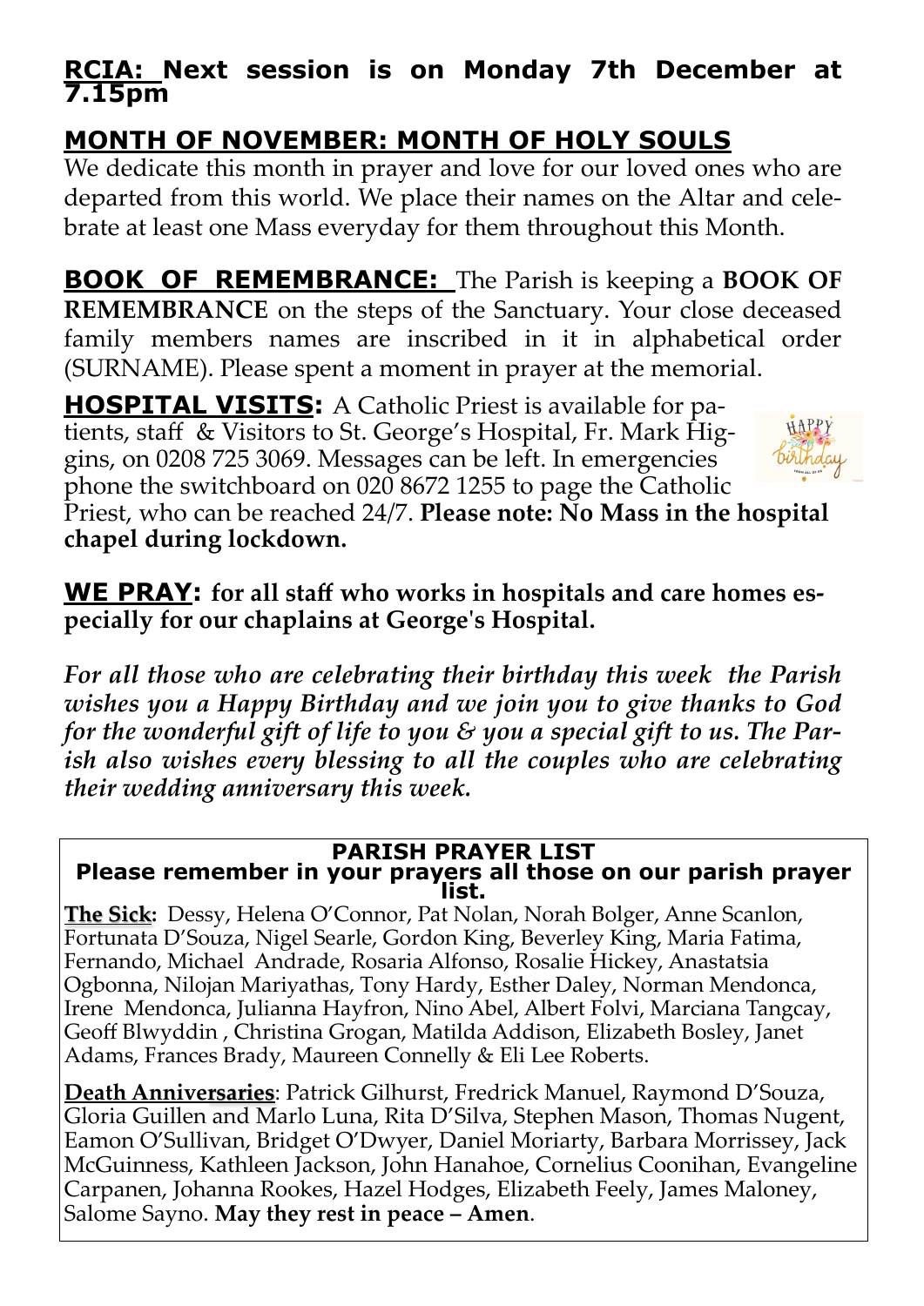## RCIA: Next session is on Monday 7th December at 7.15pm

## MONTH OF NOVEMBER: MONTH OF HOLY SOULS

We dedicate this month in prayer and love for our loved ones who are departed from this world. We place their names on the Altar and celebrate at least one Mass everyday for them throughout this Month.

**BOOK OF REMEMBRANCE:** The Parish is keeping a **BOOK OF REMEMBRANCE** on the steps of the Sanctuary. Your close deceased family members names are inscribed in it in alphabetical order (SURNAME). Please spent a moment in prayer at the memorial.

**HOSPITAL VISITS:** A Catholic Priest is available for patients, staff & Visitors to St. George's Hospital, Fr. Mark Higgins, on 0208 725 3069. Messages can be left. In emergencies phone the switchboard on 020 8672 1255 to page the Catholic Priest, who can be reached 24/7. **Please note: No Mass in the hospital chapel during lockdown.**

**WE PRAY: for all staff who works in hospitals and care homes especially for our chaplains at George's Hospital.**

***For all those who are celebrating their birthday this week the Parish wishes you a Happy Birthday and we join you to give thanks to God for the wonderful gift of life to you & you a special gift to us. The Parish also wishes every blessing to all the couples who are celebrating their wedding anniversary this week.***

**PARISH PRAYER LIST**

**Please remember in your prayers all those on our parish prayer list.**

**The Sick:** Dessy, Helena O'Connor, Pat Nolan, Norah Bolger, Anne Scanlon, Fortunata D'Souza, Nigel Searle, Gordon King, Beverley King, Maria Fatima, Fernando, Michael Andrade, Rosaria Alfonso, Rosalie Hickey, Anastatsia Ogbonna, Nilojan Mariyathas, Tony Hardy, Esther Daley, Norman Mendonca, Irene Mendonca, Julianna Hayfron, Nino Abel, Albert Folvi, Marciana Tangcay, Geoff Blwyddin , Christina Grogan, Matilda Addison, Elizabeth Bosley, Janet Adams, Frances Brady, Maureen Connelly & Eli Lee Roberts.

**Death Anniversaries**: Patrick Gilhurst, Fredrick Manuel, Raymond D'Souza, Gloria Guillen and Marlo Luna, Rita D'Silva, Stephen Mason, Thomas Nugent, Eamon O'Sullivan, Bridget O'Dwyer, Daniel Moriarty, Barbara Morrissey, Jack McGuinness, Kathleen Jackson, John Hanahoe, Cornelius Coonihan, Evangeline Carpanen, Johanna Rookes, Hazel Hodges, Elizabeth Feely, James Maloney, Salome Sayno. **May they rest in peace – Amen**.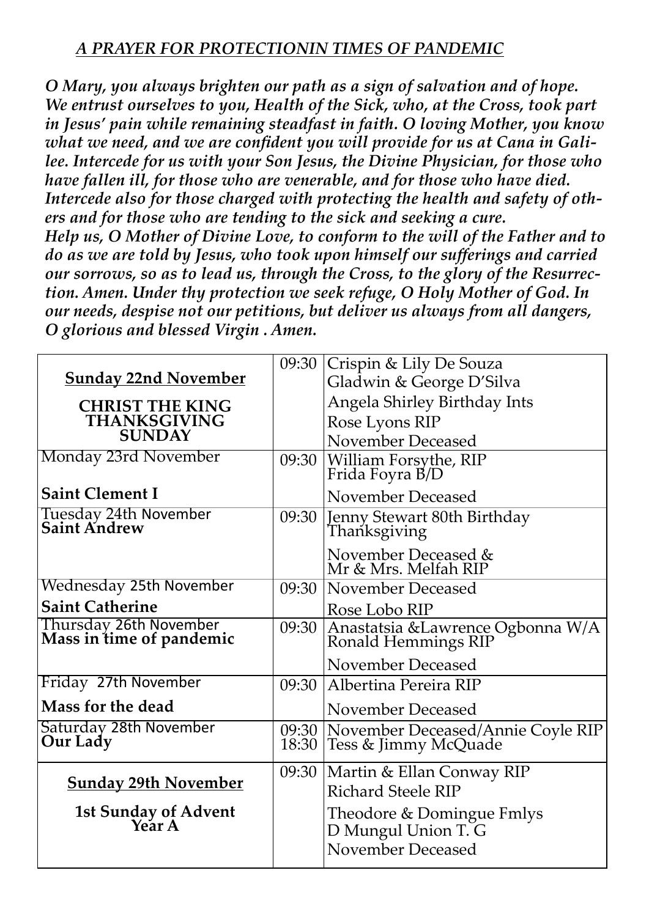## *A PRAYER FOR PROTECTIONIN TIMES OF PANDEMIC*

***O Mary, you always brighten our path as a sign of salvation and of hope. We entrust ourselves to you, Health of the Sick, who, at the Cross, took part in Jesus' pain while remaining steadfast in faith. O loving Mother, you know what we need, and we are confident you will provide for us at Cana in Galilee. Intercede for us with your Son Jesus, the Divine Physician, for those who have fallen ill, for those who are venerable, and for those who have died. Intercede also for those charged with protecting the health and safety of others and for those who are tending to the sick and seeking a cure. Help us, O Mother of Divine Love, to conform to the will of the Father and to do as we are told by Jesus, who took upon himself our sufferings and carried our sorrows, so as to lead us, through the Cross, to the glory of the Resurrection. Amen. Under thy protection we seek refuge, O Holy Mother of God. In our needs, despise not our petitions, but deliver us always from all dangers, O glorious and blessed Virgin . Amen.***

| | | |
|---|---|---|
| **Sunday 22nd November**<br><br>**CHRIST THE KING THANKSGIVING SUNDAY** | 09:30 | Crispin & Lily De Souza<br>Gladwin & George D'Silva<br>Angela Shirley Birthday Ints<br>Rose Lyons RIP<br>November Deceased |
| Monday 23rd November<br><br>**Saint Clement I** | 09:30 | William Forsythe, RIP<br>Frida Foyra B/D<br>November Deceased |
| Tuesday 24th November<br>**Saint Andrew** | 09:30 | Jenny Stewart 80th Birthday Thanksgiving<br>November Deceased & Mr & Mrs. Melfah RIP |
| Wednesday 25th November<br>**Saint Catherine** | 09:30 | November Deceased<br>Rose Lobo RIP |
| Thursday 26th November<br>**Mass in time of pandemic** | 09:30 | Anastatsia &Lawrence Ogbonna W/A<br>Ronald Hemmings RIP<br>November Deceased |
| Friday 27th November<br>**Mass for the dead** | 09:30 | Albertina Pereira RIP<br>November Deceased |
| Saturday 28th November<br>**Our Lady** | 09:30<br>18:30 | November Deceased/Annie Coyle RIP<br>Tess & Jimmy McQuade |
| **Sunday 29th November**<br><br>**1st Sunday of Advent Year A** | 09:30 | Martin & Ellan Conway RIP<br>Richard Steele RIP<br>Theodore & Domingue Fmlys<br>D Mungul Union T. G<br>November Deceased |